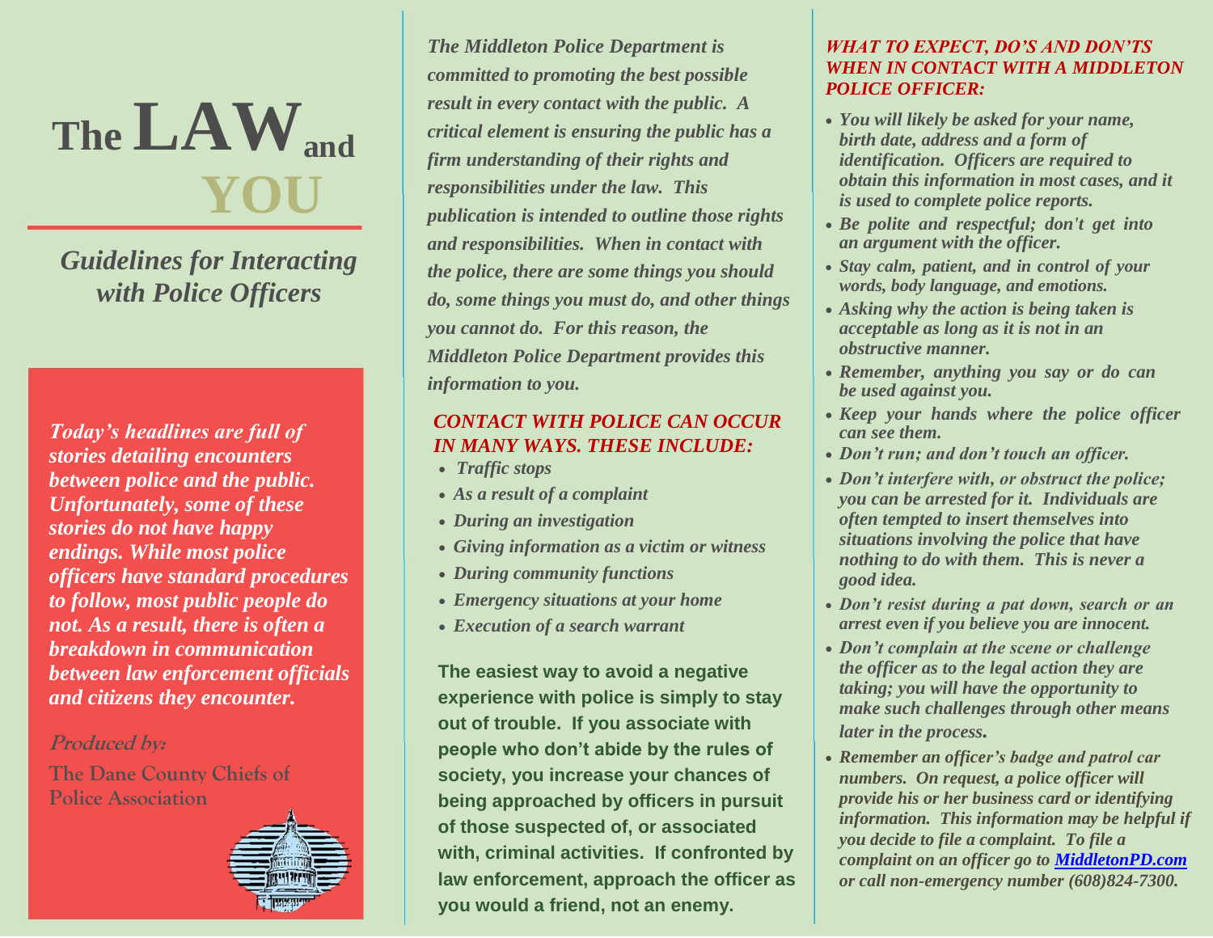# The LAW and YOU

## *Guidelines for Interacting with Police Officers*

***Today's headlines are full of stories detailing encounters between police and the public. Unfortunately, some of these stories do not have happy endings. While most police officers have standard procedures to follow, most public people do not. As a result, there is often a breakdown in communication between law enforcement officials and citizens they encounter.***

**Produced by:**

**The Dane County Chiefs of Police Association**

***The Middleton Police Department is committed to promoting the best possible result in every contact with the public. A critical element is ensuring the public has a firm understanding of their rights and responsibilities under the law. This publication is intended to outline those rights and responsibilities. When in contact with the police, there are some things you should do, some things you must do, and other things you cannot do. For this reason, the Middleton Police Department provides this information to you.***

### *CONTACT WITH POLICE CAN OCCUR IN MANY WAYS. THESE INCLUDE:*

- *Traffic stops*
- *As a result of a complaint*
- *During an investigation*
- *Giving information as a victim or witness*
- *During community functions*
- *Emergency situations at your home*
- *Execution of a search warrant*

**The easiest way to avoid a negative experience with police is simply to stay out of trouble. If you associate with people who don't abide by the rules of society, you increase your chances of being approached by officers in pursuit of those suspected of, or associated with, criminal activities. If confronted by law enforcement, approach the officer as you would a friend, not an enemy.**

### *WHAT TO EXPECT, DO'S AND DON'TS WHEN IN CONTACT WITH A MIDDLETON POLICE OFFICER:*

- *You will likely be asked for your name, birth date, address and a form of identification. Officers are required to obtain this information in most cases, and it is used to complete police reports.*
- *Be polite and respectful; don't get into an argument with the officer.*
- *Stay calm, patient, and in control of your words, body language, and emotions.*
- *Asking why the action is being taken is acceptable as long as it is not in an obstructive manner.*
- *Remember, anything you say or do can be used against you.*
- *Keep your hands where the police officer can see them.*
- *Don't run; and don't touch an officer.*
- *Don't interfere with, or obstruct the police; you can be arrested for it. Individuals are often tempted to insert themselves into situations involving the police that have nothing to do with them. This is never a good idea.*
- *Don't resist during a pat down, search or an arrest even if you believe you are innocent.*
- *Don't complain at the scene or challenge the officer as to the legal action they are taking; you will have the opportunity to make such challenges through other means later in the process.*
- *Remember an officer's badge and patrol car numbers. On request, a police officer will provide his or her business card or identifying information. This information may be helpful if you decide to file a complaint. To file a complaint on an officer go to MiddletonPD.com or call non-emergency number (608)824-7300.*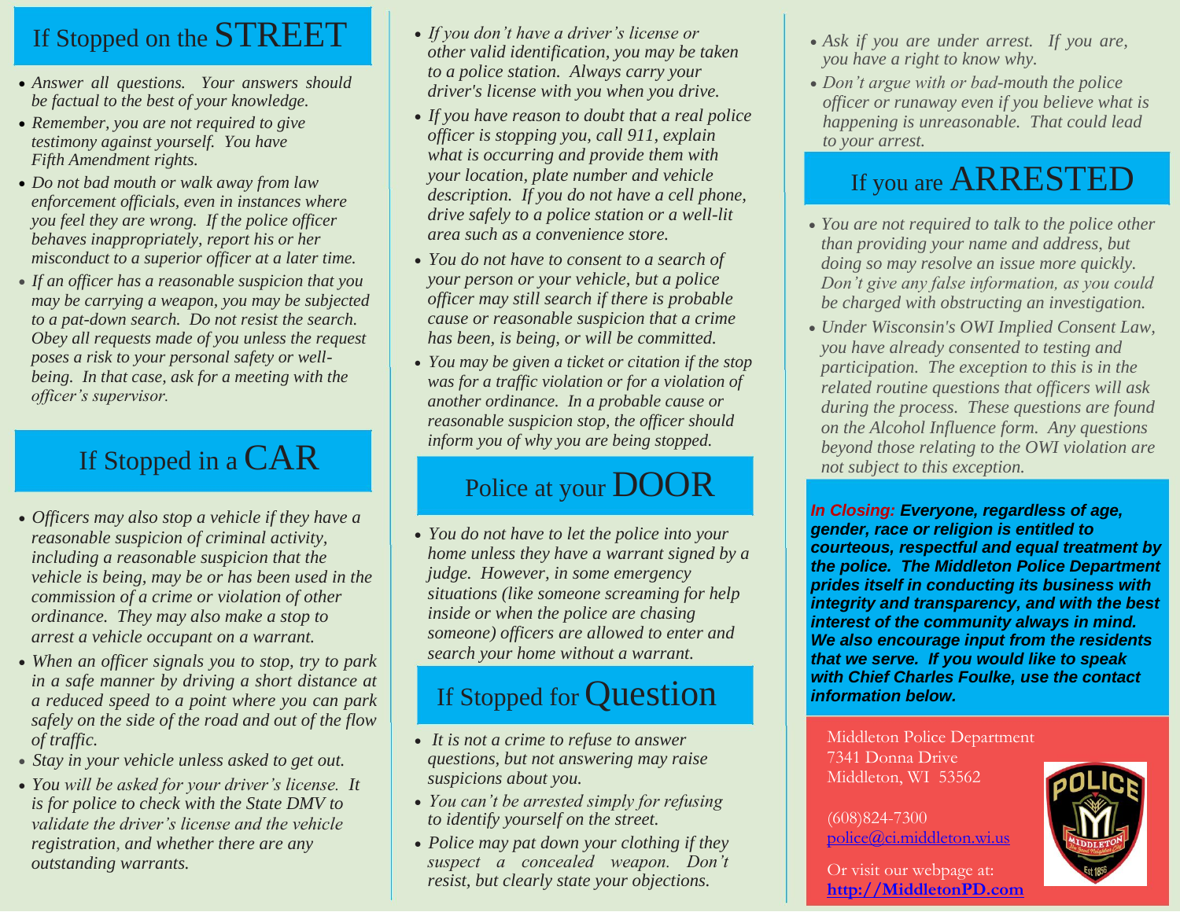## If Stopped on the STREET

- *Answer all questions. Your answers should be factual to the best of your knowledge.*
- *Remember, you are not required to give testimony against yourself. You have Fifth Amendment rights.*
- *Do not bad mouth or walk away from law enforcement officials, even in instances where you feel they are wrong. If the police officer behaves inappropriately, report his or her misconduct to a superior officer at a later time.*
- *If an officer has a reasonable suspicion that you may be carrying a weapon, you may be subjected to a pat-down search. Do not resist the search. Obey all requests made of you unless the request poses a risk to your personal safety or well-being. In that case, ask for a meeting with the officer's supervisor.*

## If Stopped in a CAR

- *Officers may also stop a vehicle if they have a reasonable suspicion of criminal activity, including a reasonable suspicion that the vehicle is being, may be or has been used in the commission of a crime or violation of other ordinance. They may also make a stop to arrest a vehicle occupant on a warrant.*
- *When an officer signals you to stop, try to park in a safe manner by driving a short distance at a reduced speed to a point where you can park safely on the side of the road and out of the flow of traffic.*
- *Stay in your vehicle unless asked to get out.*
- *You will be asked for your driver's license. It is for police to check with the State DMV to validate the driver's license and the vehicle registration, and whether there are any outstanding warrants.*
- *If you don't have a driver's license or other valid identification, you may be taken to a police station. Always carry your driver's license with you when you drive.*
- *If you have reason to doubt that a real police officer is stopping you, call 911, explain what is occurring and provide them with your location, plate number and vehicle description. If you do not have a cell phone, drive safely to a police station or a well-lit area such as a convenience store.*
- *You do not have to consent to a search of your person or your vehicle, but a police officer may still search if there is probable cause or reasonable suspicion that a crime has been, is being, or will be committed.*
- *You may be given a ticket or citation if the stop was for a traffic violation or for a violation of another ordinance. In a probable cause or reasonable suspicion stop, the officer should inform you of why you are being stopped.*

## Police at your DOOR

- *You do not have to let the police into your home unless they have a warrant signed by a judge. However, in some emergency situations (like someone screaming for help inside or when the police are chasing someone) officers are allowed to enter and search your home without a warrant.*

## If Stopped for Question

- *It is not a crime to refuse to answer questions, but not answering may raise suspicions about you.*
- *You can't be arrested simply for refusing to identify yourself on the street.*
- *Police may pat down your clothing if they suspect a concealed weapon. Don't resist, but clearly state your objections.*
- *Ask if you are under arrest. If you are, you have a right to know why.*
- *Don't argue with or bad-mouth the police officer or runaway even if you believe what is happening is unreasonable. That could lead to your arrest.*

## If you are ARRESTED

- *You are not required to talk to the police other than providing your name and address, but doing so may resolve an issue more quickly. Don't give any false information, as you could be charged with obstructing an investigation.*
- *Under Wisconsin's OWI Implied Consent Law, you have already consented to testing and participation. The exception to this is in the related routine questions that officers will ask during the process. These questions are found on the Alcohol Influence form. Any questions beyond those relating to the OWI violation are not subject to this exception.*

***In Closing:* *Everyone, regardless of age, gender, race or religion is entitled to courteous, respectful and equal treatment by the police. The Middleton Police Department prides itself in conducting its business with integrity and transparency, and with the best interest of the community always in mind. We also encourage input from the residents that we serve. If you would like to speak with Chief Charles Foulke, use the contact information below.***

Middleton Police Department
7341 Donna Drive
Middleton, WI 53562

(608)824-7300
police@ci.middleton.wi.us

Or visit our webpage at:
**http://MiddletonPD.com**